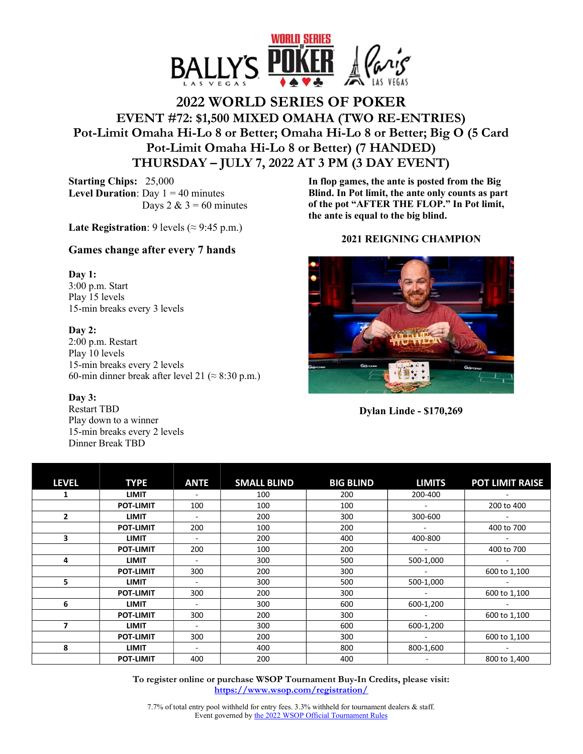# 2022 WORLD SERIES OF POKER

## EVENT #72: $1,500 MIXED OMAHA (TWO RE-ENTRIES)

## Pot-Limit Omaha Hi-Lo 8 or Better; Omaha Hi-Lo 8 or Better; Big O (5 Card Pot-Limit Omaha Hi-Lo 8 or Better) (7 HANDED)

## THURSDAY – JULY 7, 2022 AT 3 PM (3 DAY EVENT)

**Starting Chips:** 25,000
**Level Duration**: Day 1 = 40 minutes
Days 2 & 3 = 60 minutes

**Late Registration**: 9 levels (≈ 9:45 p.m.)

**Games change after every 7 hands**

**Day 1:**
3:00 p.m. Start
Play 15 levels
15-min breaks every 3 levels

**Day 2:**
2:00 p.m. Restart
Play 10 levels
15-min breaks every 2 levels
60-min dinner break after level 21 (≈ 8:30 p.m.)

**Day 3:**
Restart TBD
Play down to a winner
15-min breaks every 2 levels
Dinner Break TBD

**In flop games, the ante is posted from the Big Blind. In Pot limit, the ante only counts as part of the pot "AFTER THE FLOP." In Pot limit, the ante is equal to the big blind.**

**2021 REIGNING CHAMPION**

**Dylan Linde - $170,269**

| LEVEL | TYPE | ANTE | SMALL BLIND | BIG BLIND | LIMITS | POT LIMIT RAISE |
|---|---|---|---|---|---|---|
| 1 | LIMIT | - | 100 | 200 | 200-400 | - |
| | POT-LIMIT | 100 | 100 | 100 | - | 200 to 400 |
| 2 | LIMIT | - | 200 | 300 | 300-600 | - |
| | POT-LIMIT | 200 | 100 | 200 | - | 400 to 700 |
| 3 | LIMIT | - | 200 | 400 | 400-800 | - |
| | POT-LIMIT | 200 | 100 | 200 | - | 400 to 700 |
| 4 | LIMIT | - | 300 | 500 | 500-1,000 | - |
| | POT-LIMIT | 300 | 200 | 300 | - | 600 to 1,100 |
| 5 | LIMIT | - | 300 | 500 | 500-1,000 | - |
| | POT-LIMIT | 300 | 200 | 300 | - | 600 to 1,100 |
| 6 | LIMIT | - | 300 | 600 | 600-1,200 | - |
| | POT-LIMIT | 300 | 200 | 300 | - | 600 to 1,100 |
| 7 | LIMIT | - | 300 | 600 | 600-1,200 | |
| | POT-LIMIT | 300 | 200 | 300 | - | 600 to 1,100 |
| 8 | LIMIT | - | 400 | 800 | 800-1,600 | - |
| | POT-LIMIT | 400 | 200 | 400 | - | 800 to 1,400 |

**To register online or purchase WSOP Tournament Buy-In Credits, please visit:**
https://www.wsop.com/registration/

7.7% of total entry pool withheld for entry fees. 3.3% withheld for tournament dealers & staff.
Event governed by the 2022 WSOP Official Tournament Rules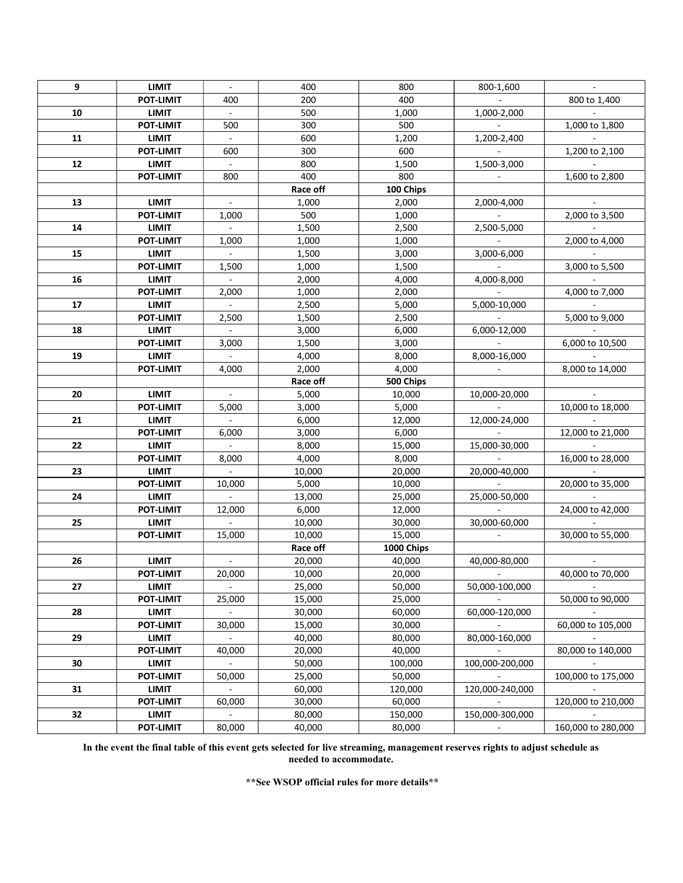| | | | | | | |
|---|---|---|---|---|---|---|
| 9 | LIMIT | - | 400 | 800 | 800-1,600 | - |
| | POT-LIMIT | 400 | 200 | 400 | - | 800 to 1,400 |
| 10 | LIMIT | - | 500 | 1,000 | 1,000-2,000 | - |
| | POT-LIMIT | 500 | 300 | 500 | - | 1,000 to 1,800 |
| 11 | LIMIT | - | 600 | 1,200 | 1,200-2,400 | - |
| | POT-LIMIT | 600 | 300 | 600 | - | 1,200 to 2,100 |
| 12 | LIMIT | - | 800 | 1,500 | 1,500-3,000 | - |
| | POT-LIMIT | 800 | 400 | 800 | - | 1,600 to 2,800 |
| | | | **Race off** | **100 Chips** | | |
| 13 | LIMIT | - | 1,000 | 2,000 | 2,000-4,000 | - |
| | POT-LIMIT | 1,000 | 500 | 1,000 | - | 2,000 to 3,500 |
| 14 | LIMIT | - | 1,500 | 2,500 | 2,500-5,000 | - |
| | POT-LIMIT | 1,000 | 1,000 | 1,000 | - | 2,000 to 4,000 |
| 15 | LIMIT | - | 1,500 | 3,000 | 3,000-6,000 | - |
| | POT-LIMIT | 1,500 | 1,000 | 1,500 | - | 3,000 to 5,500 |
| 16 | LIMIT | - | 2,000 | 4,000 | 4,000-8,000 | - |
| | POT-LIMIT | 2,000 | 1,000 | 2,000 | - | 4,000 to 7,000 |
| 17 | LIMIT | - | 2,500 | 5,000 | 5,000-10,000 | - |
| | POT-LIMIT | 2,500 | 1,500 | 2,500 | - | 5,000 to 9,000 |
| 18 | LIMIT | - | 3,000 | 6,000 | 6,000-12,000 | - |
| | POT-LIMIT | 3,000 | 1,500 | 3,000 | - | 6,000 to 10,500 |
| 19 | LIMIT | - | 4,000 | 8,000 | 8,000-16,000 | - |
| | POT-LIMIT | 4,000 | 2,000 | 4,000 | - | 8,000 to 14,000 |
| | | | **Race off** | **500 Chips** | | |
| 20 | LIMIT | - | 5,000 | 10,000 | 10,000-20,000 | - |
| | POT-LIMIT | 5,000 | 3,000 | 5,000 | - | 10,000 to 18,000 |
| 21 | LIMIT | - | 6,000 | 12,000 | 12,000-24,000 | - |
| | POT-LIMIT | 6,000 | 3,000 | 6,000 | - | 12,000 to 21,000 |
| 22 | LIMIT | - | 8,000 | 15,000 | 15,000-30,000 | - |
| | POT-LIMIT | 8,000 | 4,000 | 8,000 | - | 16,000 to 28,000 |
| 23 | LIMIT | - | 10,000 | 20,000 | 20,000-40,000 | - |
| | POT-LIMIT | 10,000 | 5,000 | 10,000 | - | 20,000 to 35,000 |
| 24 | LIMIT | - | 13,000 | 25,000 | 25,000-50,000 | - |
| | POT-LIMIT | 12,000 | 6,000 | 12,000 | - | 24,000 to 42,000 |
| 25 | LIMIT | - | 10,000 | 30,000 | 30,000-60,000 | - |
| | POT-LIMIT | 15,000 | 10,000 | 15,000 | - | 30,000 to 55,000 |
| | | | **Race off** | **1000 Chips** | | |
| 26 | LIMIT | - | 20,000 | 40,000 | 40,000-80,000 | - |
| | POT-LIMIT | 20,000 | 10,000 | 20,000 | - | 40,000 to 70,000 |
| 27 | LIMIT | - | 25,000 | 50,000 | 50,000-100,000 | - |
| | POT-LIMIT | 25,000 | 15,000 | 25,000 | - | 50,000 to 90,000 |
| 28 | LIMIT | - | 30,000 | 60,000 | 60,000-120,000 | - |
| | POT-LIMIT | 30,000 | 15,000 | 30,000 | - | 60,000 to 105,000 |
| 29 | LIMIT | - | 40,000 | 80,000 | 80,000-160,000 | - |
| | POT-LIMIT | 40,000 | 20,000 | 40,000 | - | 80,000 to 140,000 |
| 30 | LIMIT | - | 50,000 | 100,000 | 100,000-200,000 | - |
| | POT-LIMIT | 50,000 | 25,000 | 50,000 | - | 100,000 to 175,000 |
| 31 | LIMIT | - | 60,000 | 120,000 | 120,000-240,000 | - |
| | POT-LIMIT | 60,000 | 30,000 | 60,000 | - | 120,000 to 210,000 |
| 32 | LIMIT | - | 80,000 | 150,000 | 150,000-300,000 | - |
| | POT-LIMIT | 80,000 | 40,000 | 80,000 | - | 160,000 to 280,000 |

**In the event the final table of this event gets selected for live streaming, management reserves rights to adjust schedule as needed to accommodate.**

**\*\*See WSOP official rules for more details\*\***